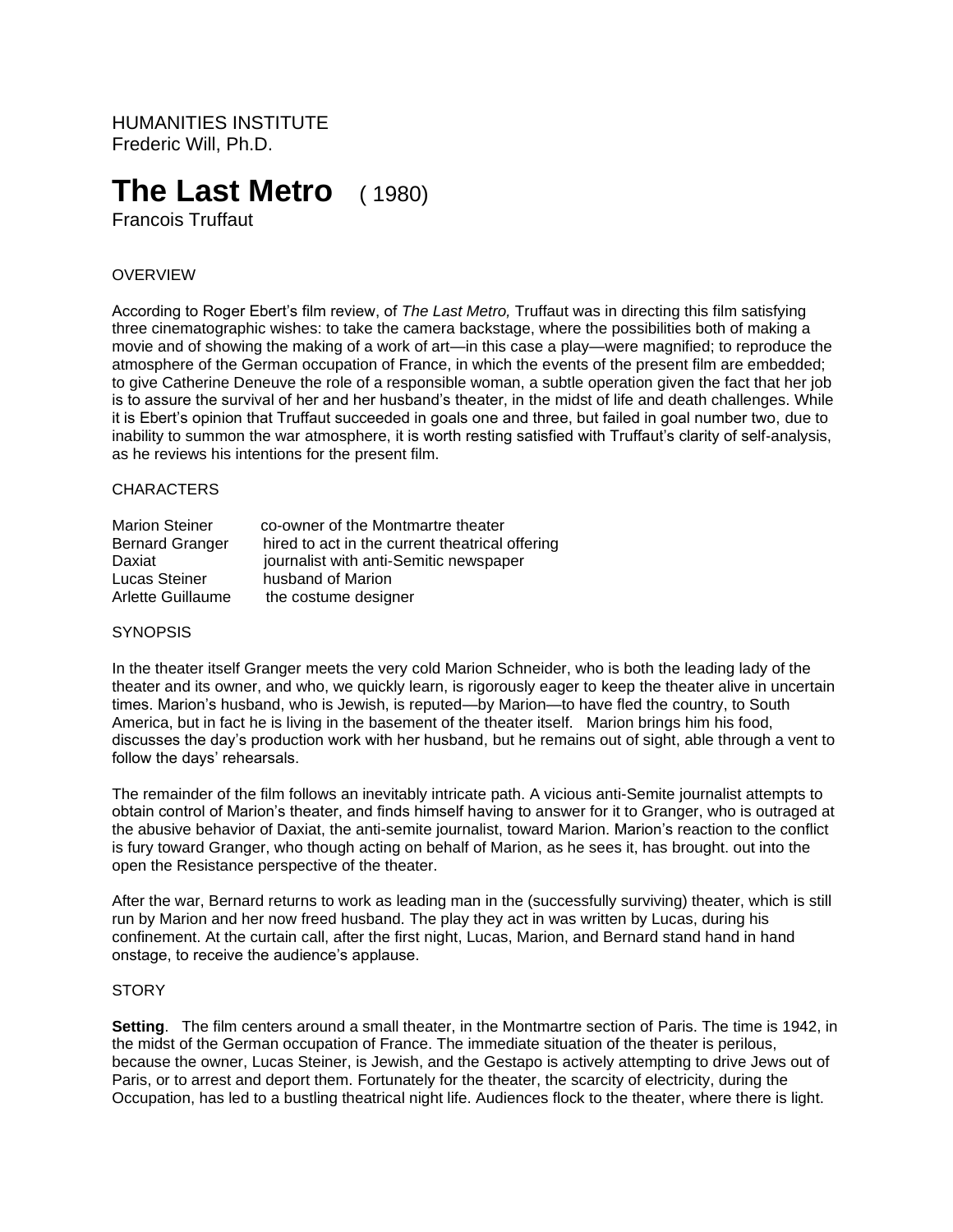HUMANITIES INSTITUTE
Frederic Will, Ph.D.

# The Last Metro ( 1980)

Francois Truffaut

OVERVIEW

According to Roger Ebert's film review, of *The Last Metro,* Truffaut was in directing this film satisfying three cinematographic wishes: to take the camera backstage, where the possibilities both of making a movie and of showing the making of a work of art—in this case a play—were magnified; to reproduce the atmosphere of the German occupation of France, in which the events of the present film are embedded; to give Catherine Deneuve the role of a responsible woman, a subtle operation given the fact that her job is to assure the survival of her and her husband's theater, in the midst of life and death challenges. While it is Ebert's opinion that Truffaut succeeded in goals one and three, but failed in goal number two, due to inability to summon the war atmosphere, it is worth resting satisfied with Truffaut's clarity of self-analysis, as he reviews his intentions for the present film.

CHARACTERS

| | |
|---|---|
| Marion Steiner | co-owner of the Montmartre theater |
| Bernard Granger | hired to act in the current theatrical offering |
| Daxiat | journalist with anti-Semitic newspaper |
| Lucas Steiner | husband of Marion |
| Arlette Guillaume | the costume designer |

SYNOPSIS

In the theater itself Granger meets the very cold Marion Schneider, who is both the leading lady of the theater and its owner, and who, we quickly learn, is rigorously eager to keep the theater alive in uncertain times. Marion's husband, who is Jewish, is reputed—by Marion—to have fled the country, to South America, but in fact he is living in the basement of the theater itself. Marion brings him his food, discusses the day's production work with her husband, but he remains out of sight, able through a vent to follow the days' rehearsals.

The remainder of the film follows an inevitably intricate path. A vicious anti-Semite journalist attempts to obtain control of Marion's theater, and finds himself having to answer for it to Granger, who is outraged at the abusive behavior of Daxiat, the anti-semite journalist, toward Marion. Marion's reaction to the conflict is fury toward Granger, who though acting on behalf of Marion, as he sees it, has brought. out into the open the Resistance perspective of the theater.

After the war, Bernard returns to work as leading man in the (successfully surviving) theater, which is still run by Marion and her now freed husband. The play they act in was written by Lucas, during his confinement. At the curtain call, after the first night, Lucas, Marion, and Bernard stand hand in hand onstage, to receive the audience's applause.

STORY

**Setting**. The film centers around a small theater, in the Montmartre section of Paris. The time is 1942, in the midst of the German occupation of France. The immediate situation of the theater is perilous, because the owner, Lucas Steiner, is Jewish, and the Gestapo is actively attempting to drive Jews out of Paris, or to arrest and deport them. Fortunately for the theater, the scarcity of electricity, during the Occupation, has led to a bustling theatrical night life. Audiences flock to the theater, where there is light.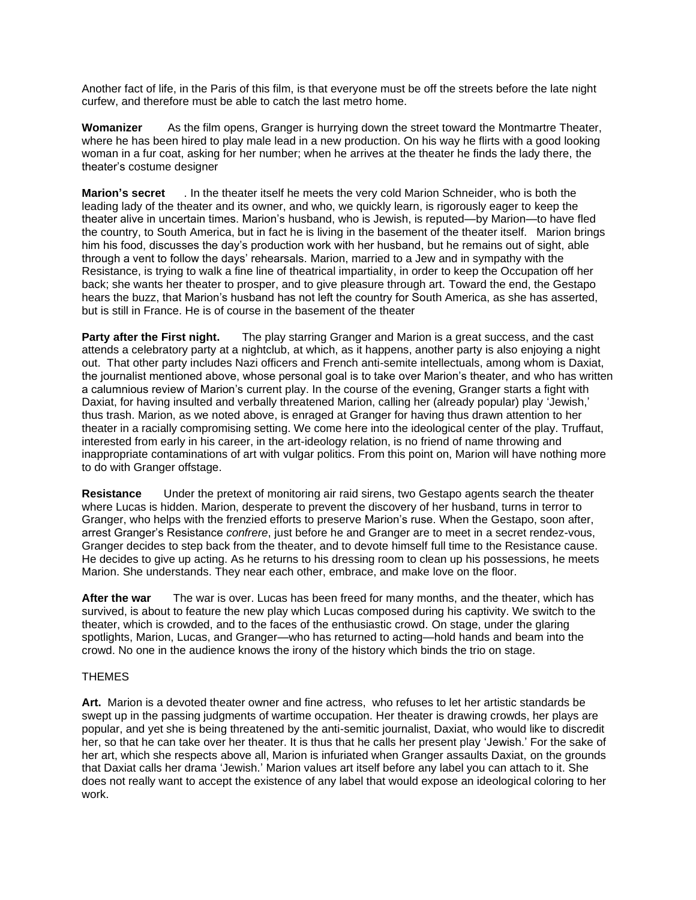Another fact of life, in the Paris of this film, is that everyone must be off the streets before the late night curfew, and therefore must be able to catch the last metro home.

**Womanizer** As the film opens, Granger is hurrying down the street toward the Montmartre Theater, where he has been hired to play male lead in a new production. On his way he flirts with a good looking woman in a fur coat, asking for her number; when he arrives at the theater he finds the lady there, the theater's costume designer

**Marion's secret** . In the theater itself he meets the very cold Marion Schneider, who is both the leading lady of the theater and its owner, and who, we quickly learn, is rigorously eager to keep the theater alive in uncertain times. Marion's husband, who is Jewish, is reputed—by Marion—to have fled the country, to South America, but in fact he is living in the basement of the theater itself. Marion brings him his food, discusses the day's production work with her husband, but he remains out of sight, able through a vent to follow the days' rehearsals. Marion, married to a Jew and in sympathy with the Resistance, is trying to walk a fine line of theatrical impartiality, in order to keep the Occupation off her back; she wants her theater to prosper, and to give pleasure through art. Toward the end, the Gestapo hears the buzz, that Marion's husband has not left the country for South America, as she has asserted, but is still in France. He is of course in the basement of the theater

**Party after the First night.** The play starring Granger and Marion is a great success, and the cast attends a celebratory party at a nightclub, at which, as it happens, another party is also enjoying a night out. That other party includes Nazi officers and French anti-semite intellectuals, among whom is Daxiat, the journalist mentioned above, whose personal goal is to take over Marion's theater, and who has written a calumnious review of Marion's current play. In the course of the evening, Granger starts a fight with Daxiat, for having insulted and verbally threatened Marion, calling her (already popular) play 'Jewish,' thus trash. Marion, as we noted above, is enraged at Granger for having thus drawn attention to her theater in a racially compromising setting. We come here into the ideological center of the play. Truffaut, interested from early in his career, in the art-ideology relation, is no friend of name throwing and inappropriate contaminations of art with vulgar politics. From this point on, Marion will have nothing more to do with Granger offstage.

**Resistance** Under the pretext of monitoring air raid sirens, two Gestapo agents search the theater where Lucas is hidden. Marion, desperate to prevent the discovery of her husband, turns in terror to Granger, who helps with the frenzied efforts to preserve Marion's ruse. When the Gestapo, soon after, arrest Granger's Resistance *confrere*, just before he and Granger are to meet in a secret rendez-vous, Granger decides to step back from the theater, and to devote himself full time to the Resistance cause. He decides to give up acting. As he returns to his dressing room to clean up his possessions, he meets Marion. She understands. They near each other, embrace, and make love on the floor.

**After the war** The war is over. Lucas has been freed for many months, and the theater, which has survived, is about to feature the new play which Lucas composed during his captivity. We switch to the theater, which is crowded, and to the faces of the enthusiastic crowd. On stage, under the glaring spotlights, Marion, Lucas, and Granger—who has returned to acting—hold hands and beam into the crowd. No one in the audience knows the irony of the history which binds the trio on stage.

THEMES

**Art.** Marion is a devoted theater owner and fine actress, who refuses to let her artistic standards be swept up in the passing judgments of wartime occupation. Her theater is drawing crowds, her plays are popular, and yet she is being threatened by the anti-semitic journalist, Daxiat, who would like to discredit her, so that he can take over her theater. It is thus that he calls her present play 'Jewish.' For the sake of her art, which she respects above all, Marion is infuriated when Granger assaults Daxiat, on the grounds that Daxiat calls her drama 'Jewish.' Marion values art itself before any label you can attach to it. She does not really want to accept the existence of any label that would expose an ideological coloring to her work.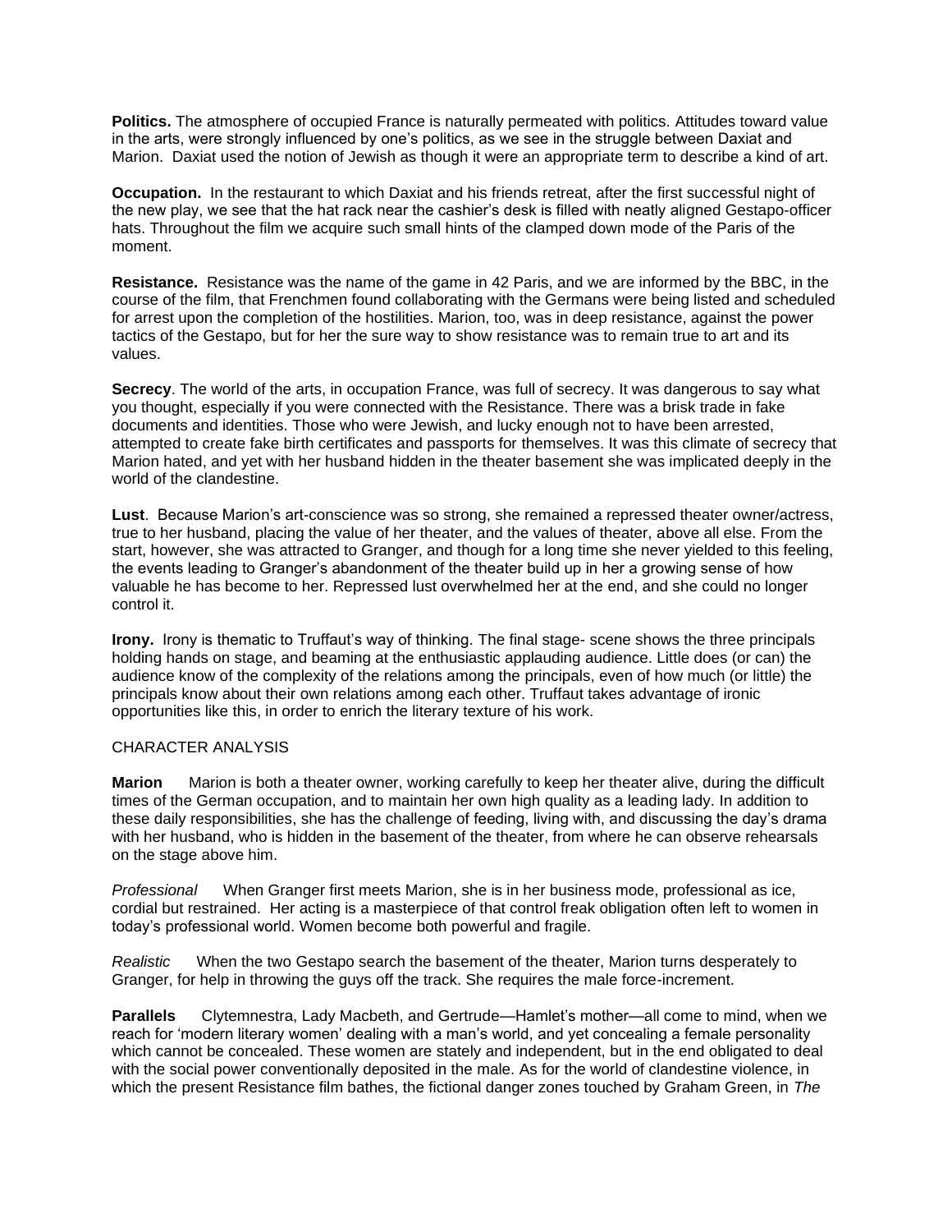**Politics.** The atmosphere of occupied France is naturally permeated with politics. Attitudes toward value in the arts, were strongly influenced by one's politics, as we see in the struggle between Daxiat and Marion. Daxiat used the notion of Jewish as though it were an appropriate term to describe a kind of art.

**Occupation.** In the restaurant to which Daxiat and his friends retreat, after the first successful night of the new play, we see that the hat rack near the cashier's desk is filled with neatly aligned Gestapo-officer hats. Throughout the film we acquire such small hints of the clamped down mode of the Paris of the moment.

**Resistance.** Resistance was the name of the game in 42 Paris, and we are informed by the BBC, in the course of the film, that Frenchmen found collaborating with the Germans were being listed and scheduled for arrest upon the completion of the hostilities. Marion, too, was in deep resistance, against the power tactics of the Gestapo, but for her the sure way to show resistance was to remain true to art and its values.

**Secrecy**. The world of the arts, in occupation France, was full of secrecy. It was dangerous to say what you thought, especially if you were connected with the Resistance. There was a brisk trade in fake documents and identities. Those who were Jewish, and lucky enough not to have been arrested, attempted to create fake birth certificates and passports for themselves. It was this climate of secrecy that Marion hated, and yet with her husband hidden in the theater basement she was implicated deeply in the world of the clandestine.

**Lust**. Because Marion's art-conscience was so strong, she remained a repressed theater owner/actress, true to her husband, placing the value of her theater, and the values of theater, above all else. From the start, however, she was attracted to Granger, and though for a long time she never yielded to this feeling, the events leading to Granger's abandonment of the theater build up in her a growing sense of how valuable he has become to her. Repressed lust overwhelmed her at the end, and she could no longer control it.

**Irony.** Irony is thematic to Truffaut's way of thinking. The final stage- scene shows the three principals holding hands on stage, and beaming at the enthusiastic applauding audience. Little does (or can) the audience know of the complexity of the relations among the principals, even of how much (or little) the principals know about their own relations among each other. Truffaut takes advantage of ironic opportunities like this, in order to enrich the literary texture of his work.

CHARACTER ANALYSIS

**Marion** Marion is both a theater owner, working carefully to keep her theater alive, during the difficult times of the German occupation, and to maintain her own high quality as a leading lady. In addition to these daily responsibilities, she has the challenge of feeding, living with, and discussing the day's drama with her husband, who is hidden in the basement of the theater, from where he can observe rehearsals on the stage above him.

*Professional* When Granger first meets Marion, she is in her business mode, professional as ice, cordial but restrained. Her acting is a masterpiece of that control freak obligation often left to women in today's professional world. Women become both powerful and fragile.

*Realistic* When the two Gestapo search the basement of the theater, Marion turns desperately to Granger, for help in throwing the guys off the track. She requires the male force-increment.

**Parallels** Clytemnestra, Lady Macbeth, and Gertrude—Hamlet's mother—all come to mind, when we reach for 'modern literary women' dealing with a man's world, and yet concealing a female personality which cannot be concealed. These women are stately and independent, but in the end obligated to deal with the social power conventionally deposited in the male. As for the world of clandestine violence, in which the present Resistance film bathes, the fictional danger zones touched by Graham Green, in *The*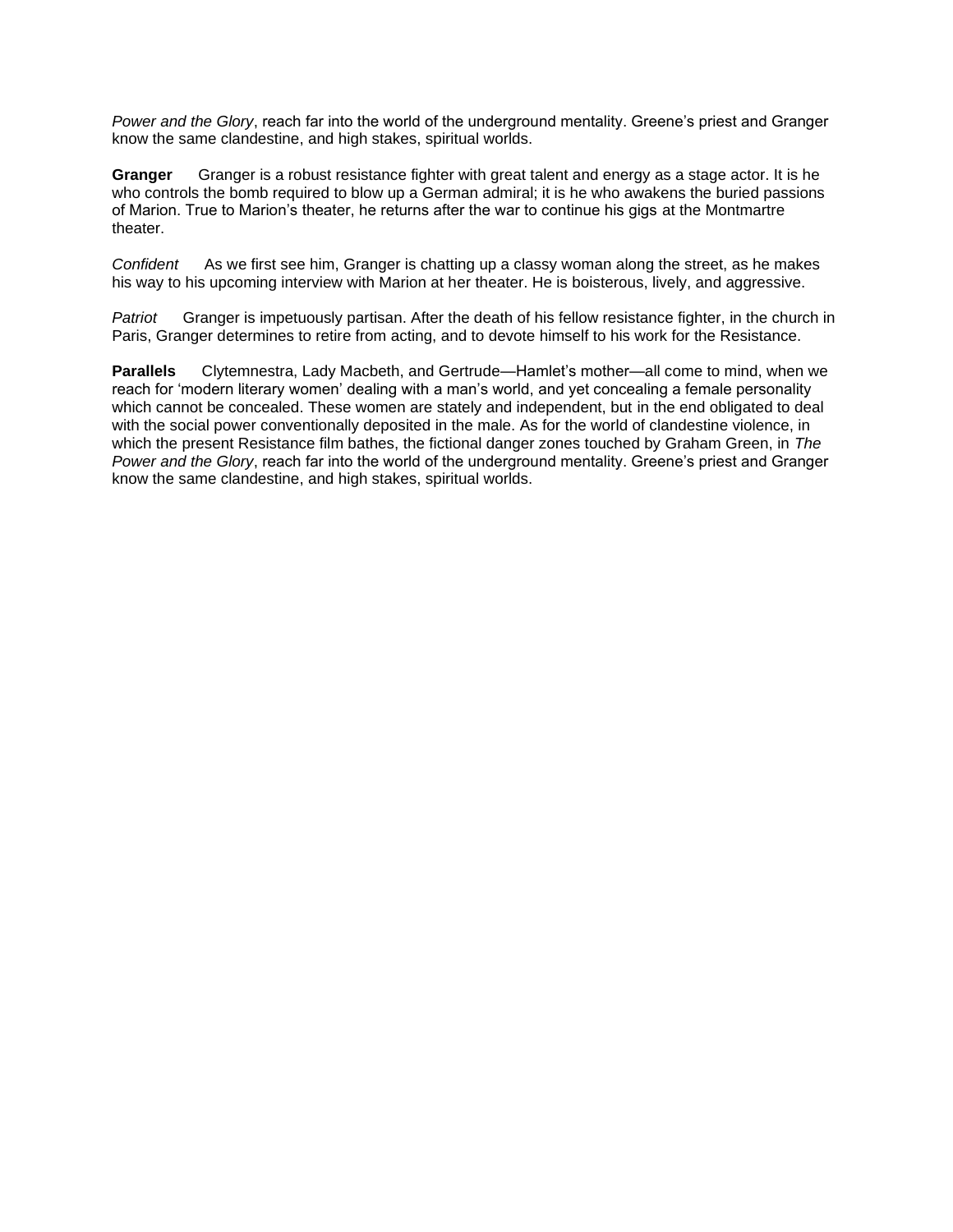*Power and the Glory*, reach far into the world of the underground mentality. Greene's priest and Granger know the same clandestine, and high stakes, spiritual worlds.

**Granger** Granger is a robust resistance fighter with great talent and energy as a stage actor. It is he who controls the bomb required to blow up a German admiral; it is he who awakens the buried passions of Marion. True to Marion's theater, he returns after the war to continue his gigs at the Montmartre theater.

*Confident* As we first see him, Granger is chatting up a classy woman along the street, as he makes his way to his upcoming interview with Marion at her theater. He is boisterous, lively, and aggressive.

*Patriot* Granger is impetuously partisan. After the death of his fellow resistance fighter, in the church in Paris, Granger determines to retire from acting, and to devote himself to his work for the Resistance.

**Parallels** Clytemnestra, Lady Macbeth, and Gertrude—Hamlet's mother—all come to mind, when we reach for 'modern literary women' dealing with a man's world, and yet concealing a female personality which cannot be concealed. These women are stately and independent, but in the end obligated to deal with the social power conventionally deposited in the male. As for the world of clandestine violence, in which the present Resistance film bathes, the fictional danger zones touched by Graham Green, in *The Power and the Glory*, reach far into the world of the underground mentality. Greene's priest and Granger know the same clandestine, and high stakes, spiritual worlds.